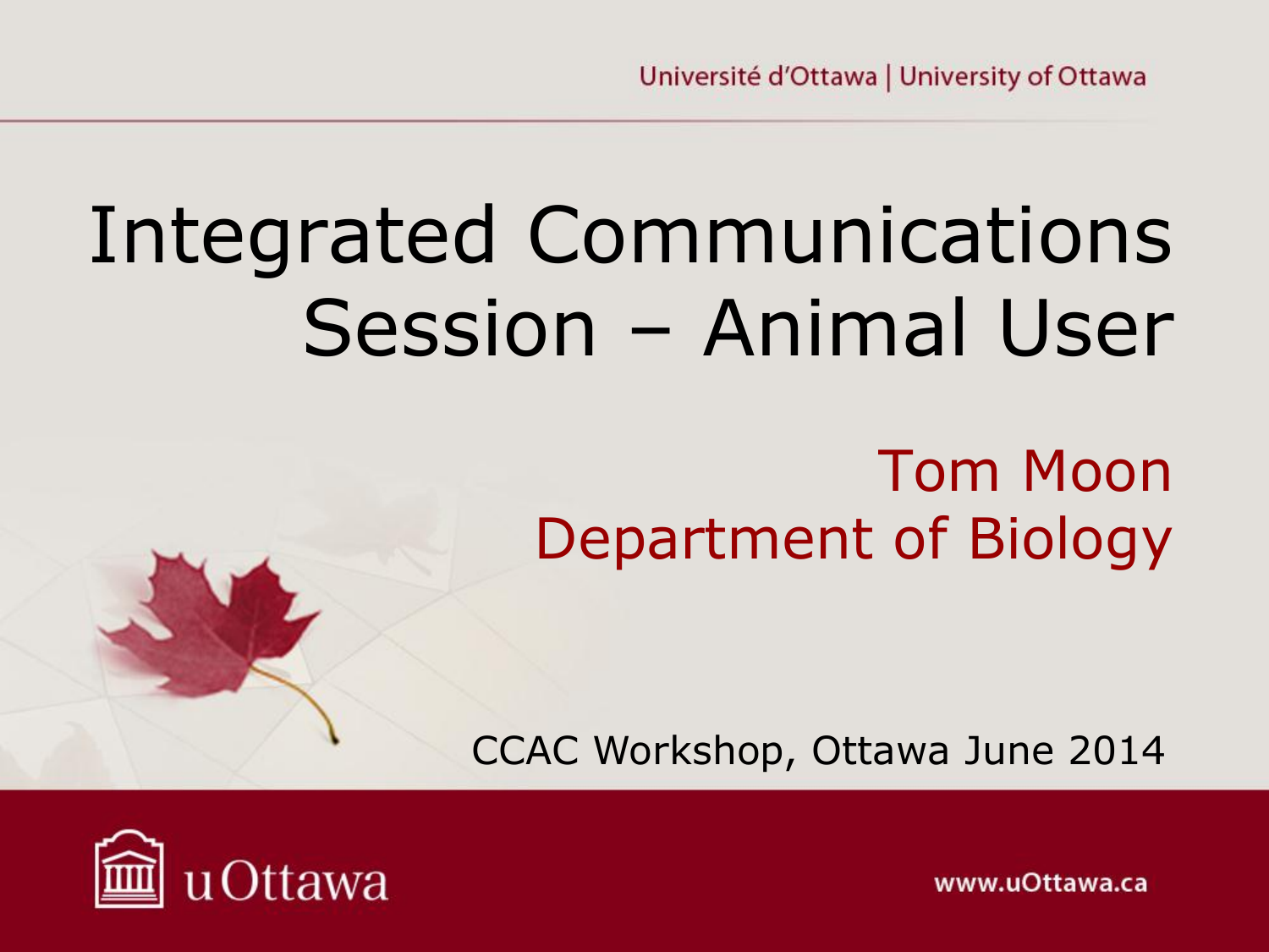# Integrated Communications Session – Animal User

Tom Moon
Department of Biology

CCAC Workshop, Ottawa June 2014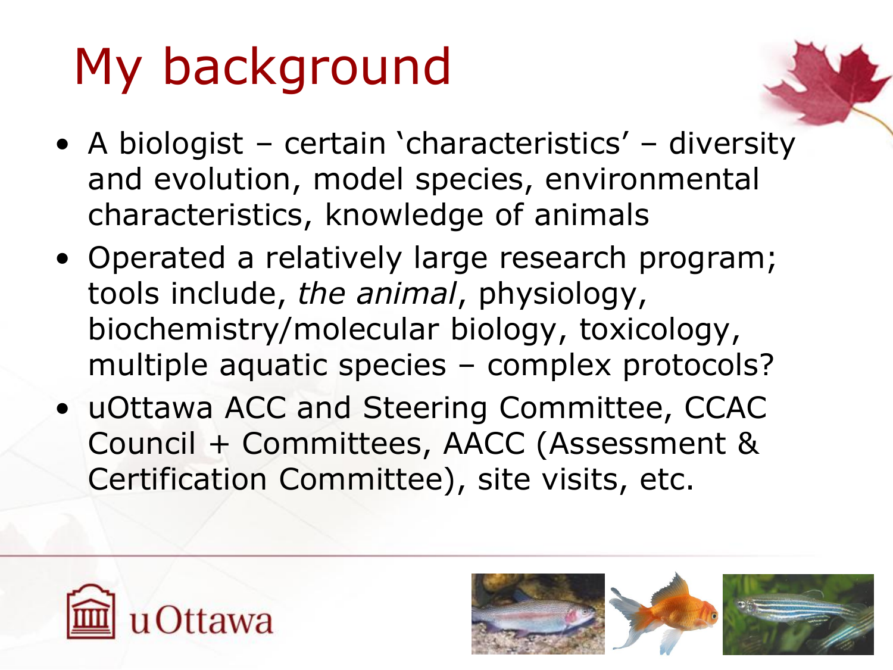# My background

- A biologist – certain 'characteristics' – diversity and evolution, model species, environmental characteristics, knowledge of animals
- Operated a relatively large research program; tools include, *the animal*, physiology, biochemistry/molecular biology, toxicology, multiple aquatic species – complex protocols?
- uOttawa ACC and Steering Committee, CCAC Council + Committees, AACC (Assessment & Certification Committee), site visits, etc.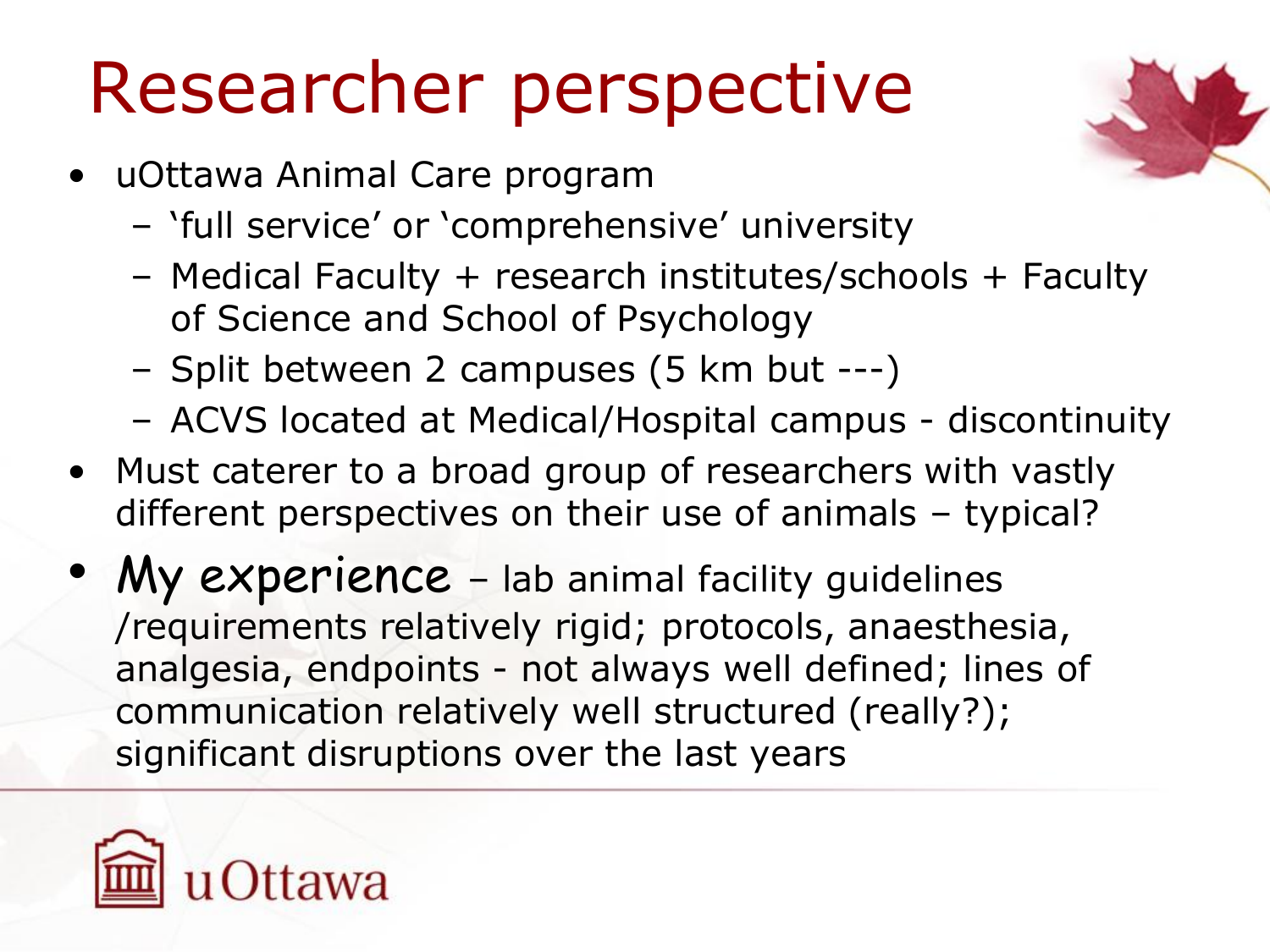# Researcher perspective

- uOttawa Animal Care program
  - 'full service' or 'comprehensive' university
  - Medical Faculty + research institutes/schools + Faculty of Science and School of Psychology
  - Split between 2 campuses (5 km but ---)
  - ACVS located at Medical/Hospital campus - discontinuity
- Must caterer to a broad group of researchers with vastly different perspectives on their use of animals – typical?
- My experience – lab animal facility guidelines /requirements relatively rigid; protocols, anaesthesia, analgesia, endpoints - not always well defined; lines of communication relatively well structured (really?); significant disruptions over the last years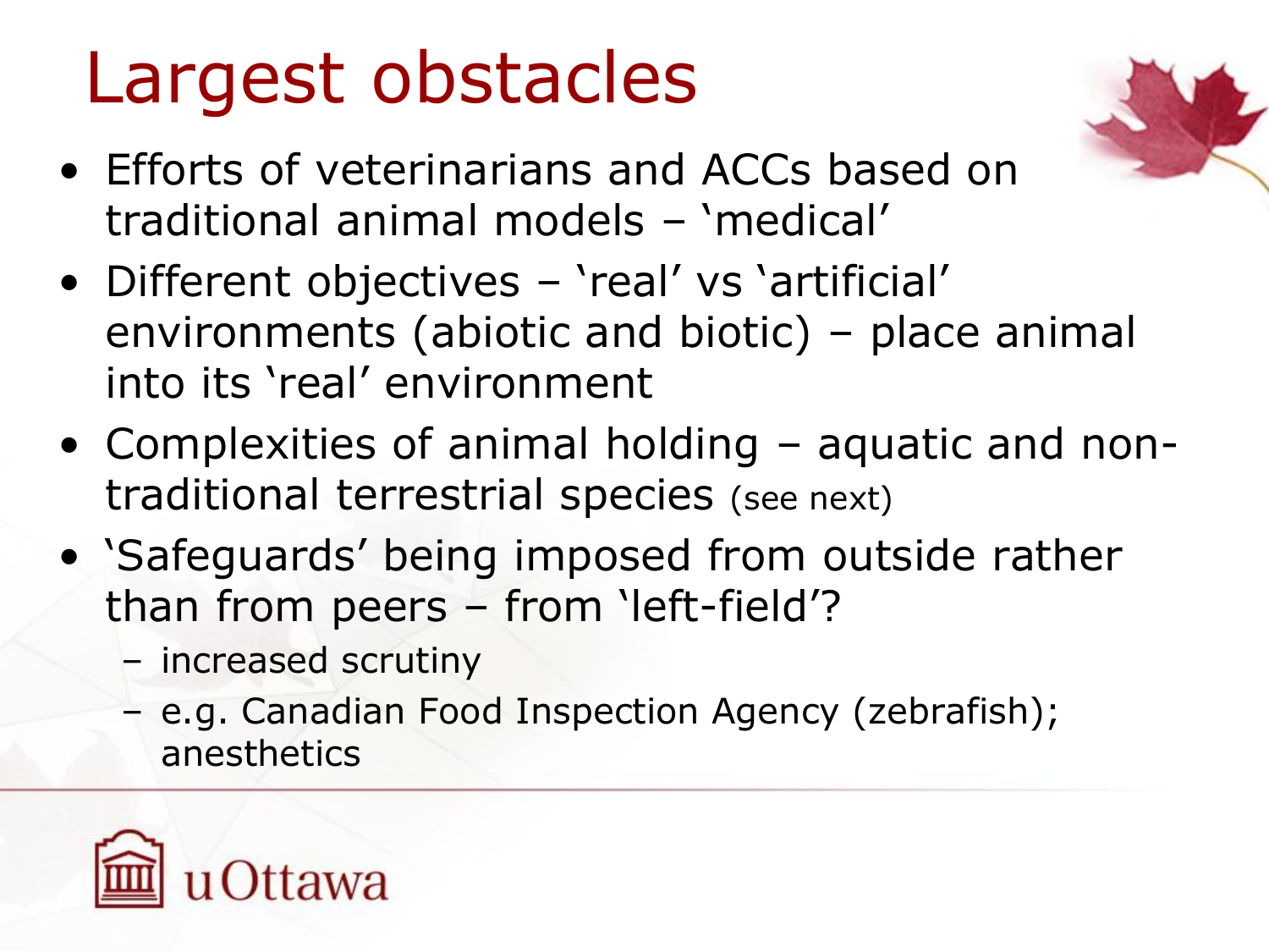# Largest obstacles

- Efforts of veterinarians and ACCs based on traditional animal models – 'medical'
- Different objectives – 'real' vs 'artificial' environments (abiotic and biotic) – place animal into its 'real' environment
- Complexities of animal holding – aquatic and non-traditional terrestrial species (see next)
- 'Safeguards' being imposed from outside rather than from peers – from 'left-field'?
  - increased scrutiny
  - e.g. Canadian Food Inspection Agency (zebrafish); anesthetics

uOttawa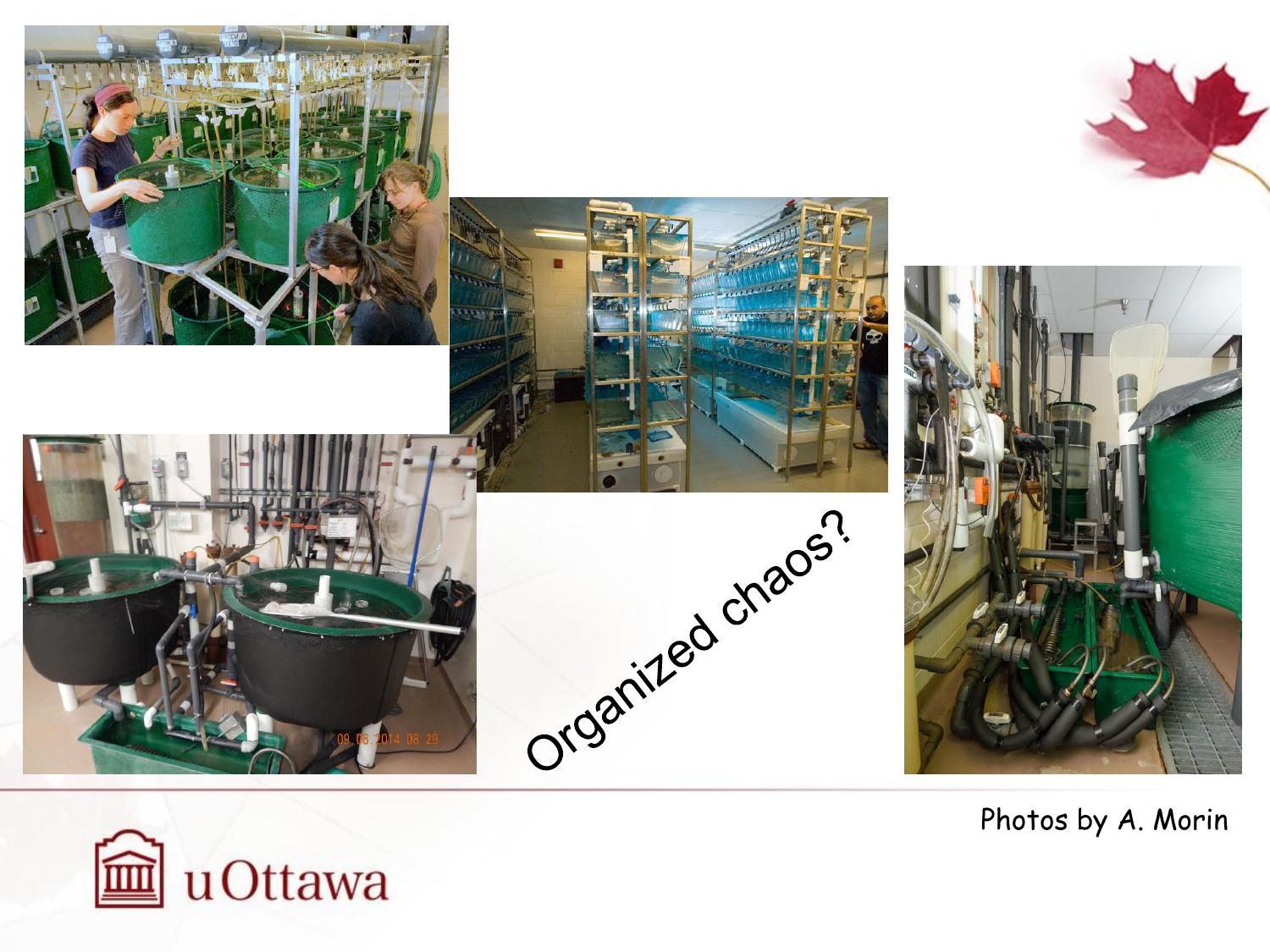Organized chaos?

Photos by A. Morin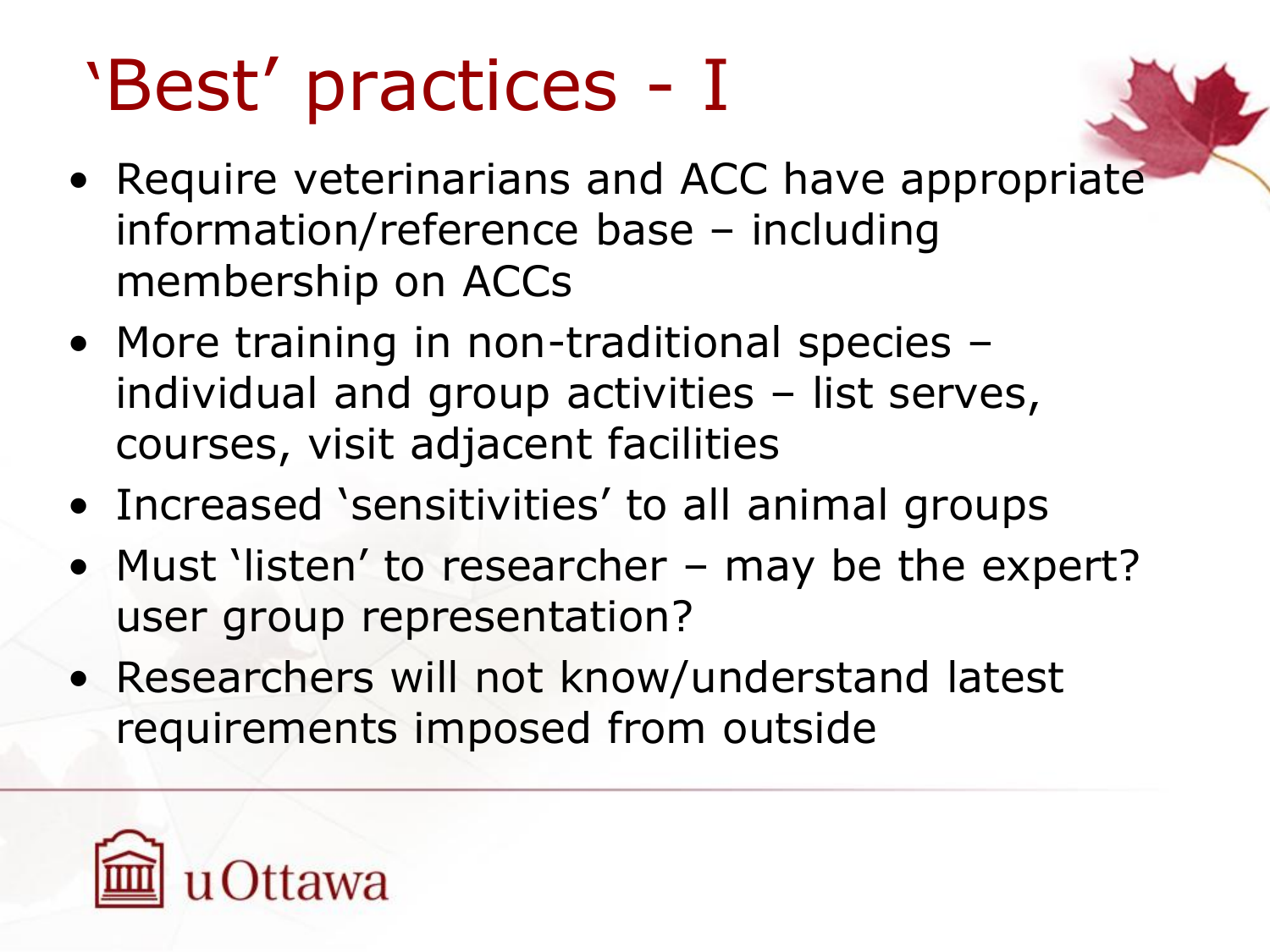# ‘Best’ practices - I

- Require veterinarians and ACC have appropriate information/reference base – including membership on ACCs
- More training in non-traditional species – individual and group activities – list serves, courses, visit adjacent facilities
- Increased ‘sensitivities’ to all animal groups
- Must ‘listen’ to researcher – may be the expert? user group representation?
- Researchers will not know/understand latest requirements imposed from outside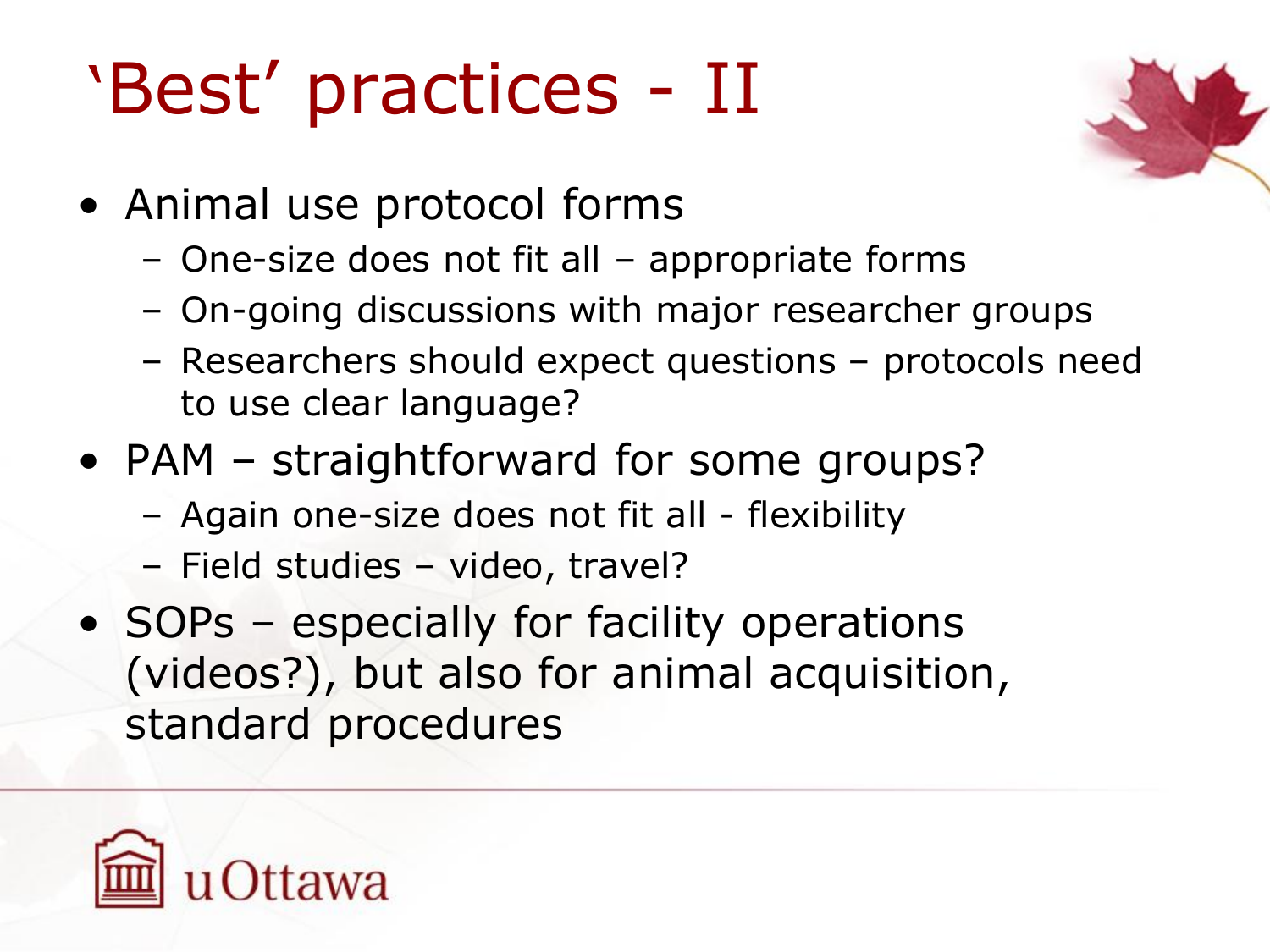# 'Best' practices - II

- Animal use protocol forms
  - One-size does not fit all – appropriate forms
  - On-going discussions with major researcher groups
  - Researchers should expect questions – protocols need to use clear language?
- PAM – straightforward for some groups?
  - Again one-size does not fit all - flexibility
  - Field studies – video, travel?
- SOPs – especially for facility operations (videos?), but also for animal acquisition, standard procedures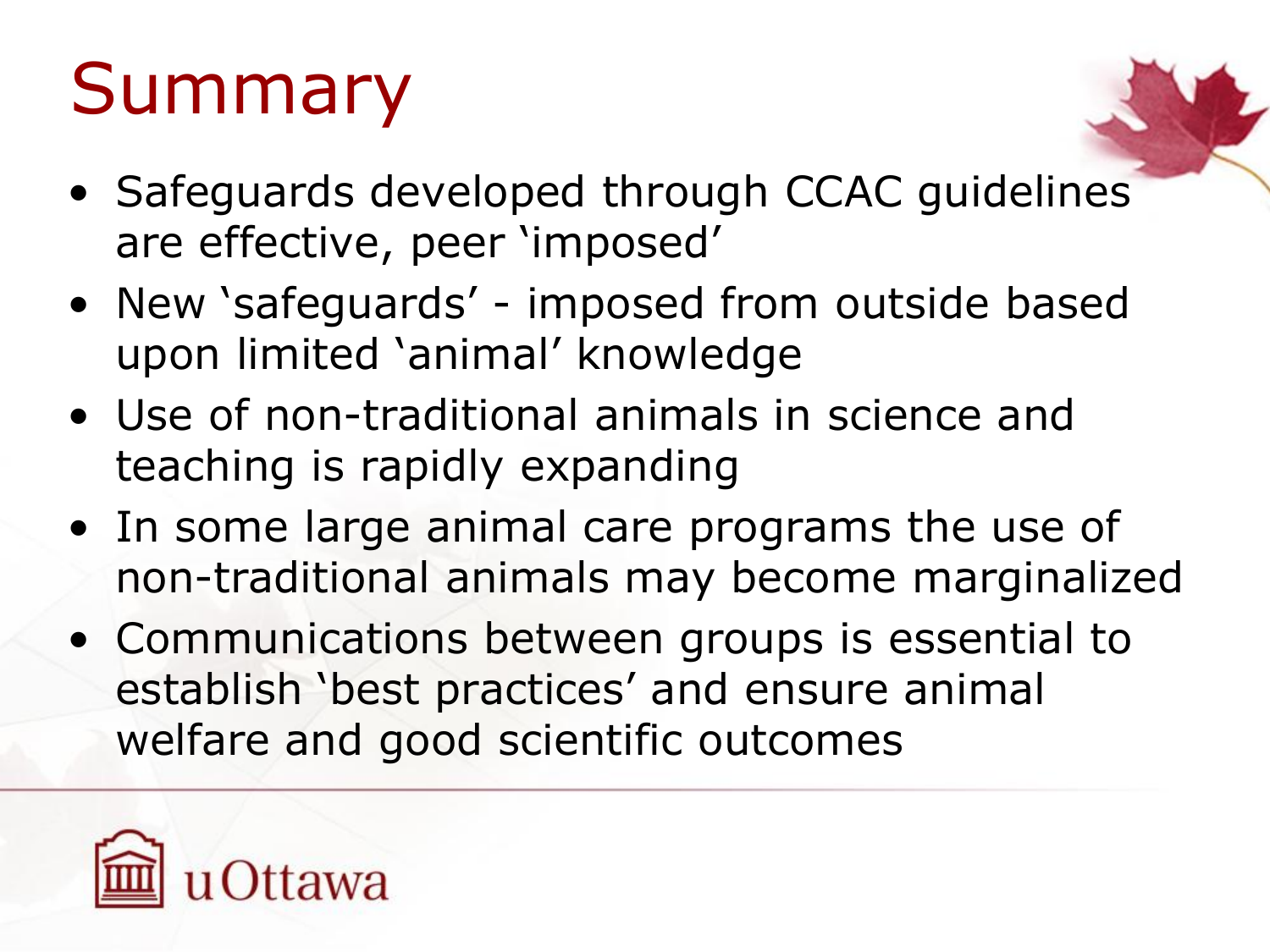# Summary

- Safeguards developed through CCAC guidelines are effective, peer 'imposed'
- New 'safeguards' - imposed from outside based upon limited 'animal' knowledge
- Use of non-traditional animals in science and teaching is rapidly expanding
- In some large animal care programs the use of non-traditional animals may become marginalized
- Communications between groups is essential to establish 'best practices' and ensure animal welfare and good scientific outcomes

uOttawa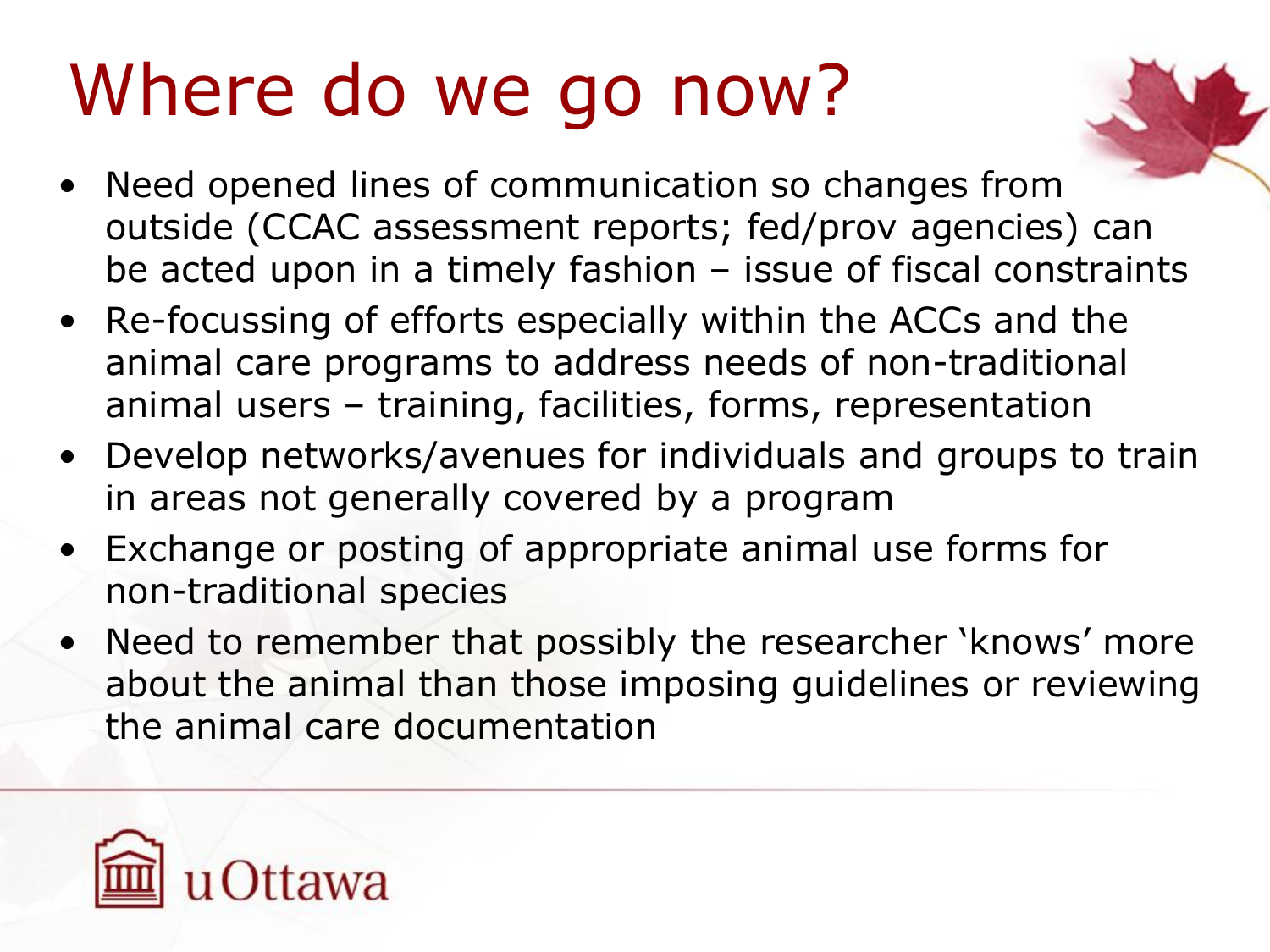# Where do we go now?

- Need opened lines of communication so changes from outside (CCAC assessment reports; fed/prov agencies) can be acted upon in a timely fashion – issue of fiscal constraints
- Re-focussing of efforts especially within the ACCs and the animal care programs to address needs of non-traditional animal users – training, facilities, forms, representation
- Develop networks/avenues for individuals and groups to train in areas not generally covered by a program
- Exchange or posting of appropriate animal use forms for non-traditional species
- Need to remember that possibly the researcher 'knows' more about the animal than those imposing guidelines or reviewing the animal care documentation

uOttawa